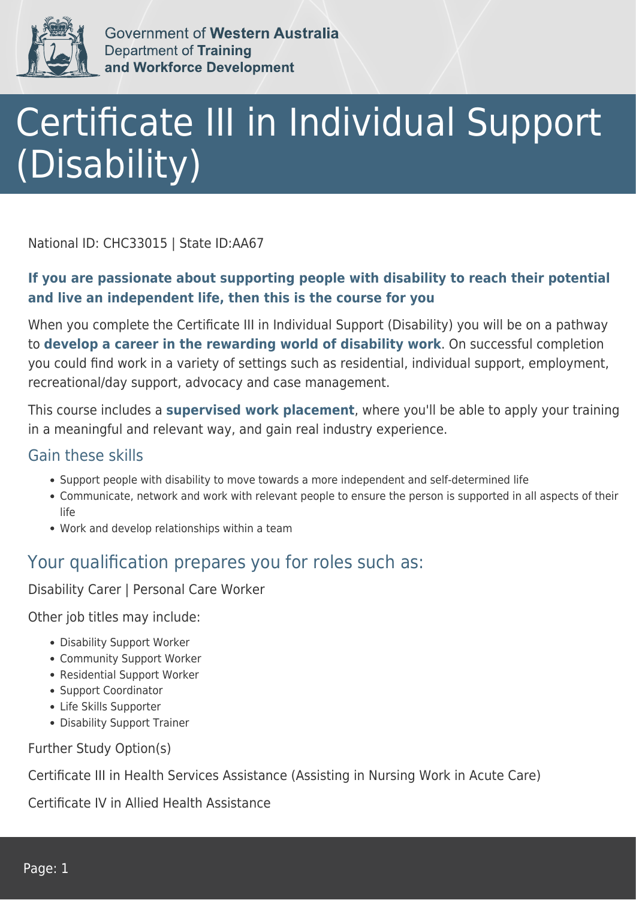Government of **Western Australia**
Department of **Training and Workforce Development**

# Certificate III in Individual Support (Disability)

National ID: CHC33015 | State ID:AA67

**If you are passionate about supporting people with disability to reach their potential and live an independent life, then this is the course for you**

When you complete the Certificate III in Individual Support (Disability) you will be on a pathway to **develop a career in the rewarding world of disability work**. On successful completion you could find work in a variety of settings such as residential, individual support, employment, recreational/day support, advocacy and case management.

This course includes a **supervised work placement**, where you'll be able to apply your training in a meaningful and relevant way, and gain real industry experience.

### Gain these skills

- Support people with disability to move towards a more independent and self-determined life
- Communicate, network and work with relevant people to ensure the person is supported in all aspects of their life
- Work and develop relationships within a team

## Your qualification prepares you for roles such as:

Disability Carer | Personal Care Worker

Other job titles may include:

- Disability Support Worker
- Community Support Worker
- Residential Support Worker
- Support Coordinator
- Life Skills Supporter
- Disability Support Trainer

Further Study Option(s)

Certificate III in Health Services Assistance (Assisting in Nursing Work in Acute Care)

Certificate IV in Allied Health Assistance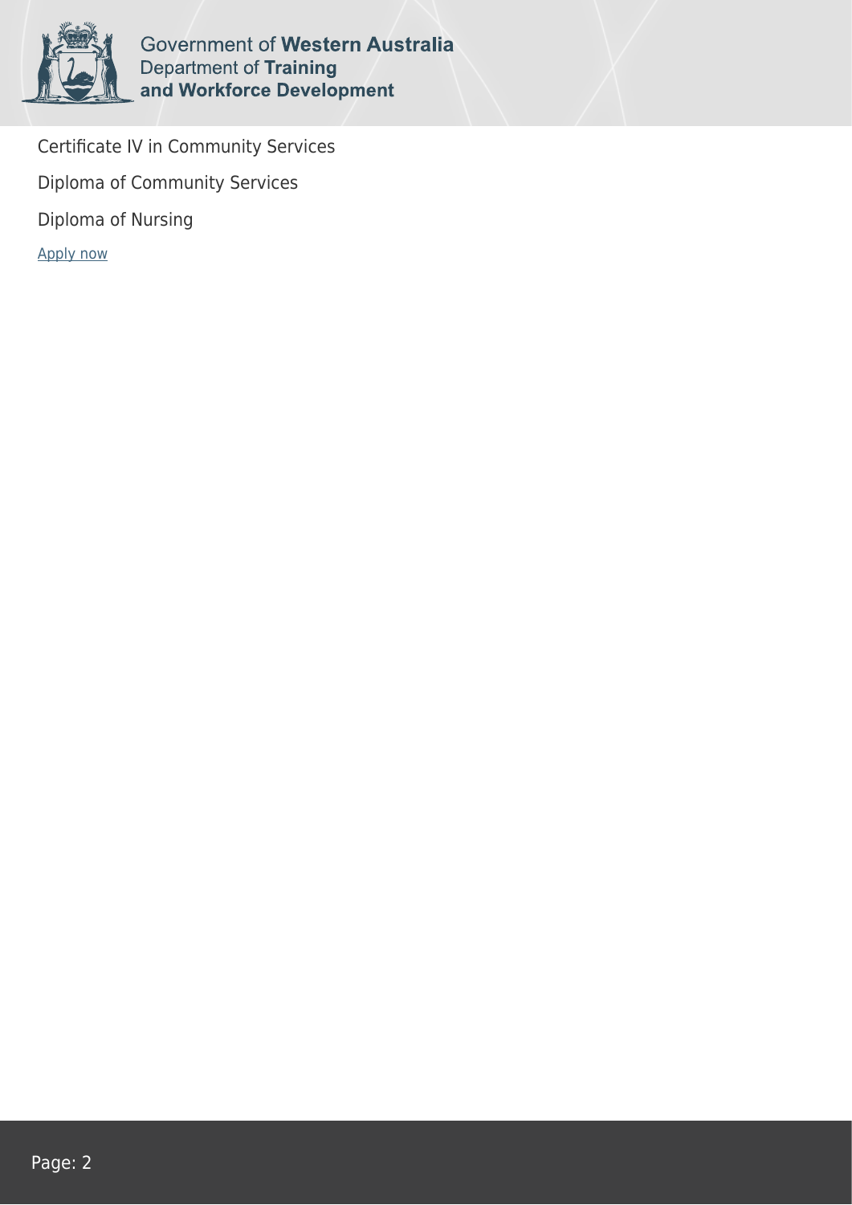Certificate IV in Community Services

Diploma of Community Services

Diploma of Nursing

Apply now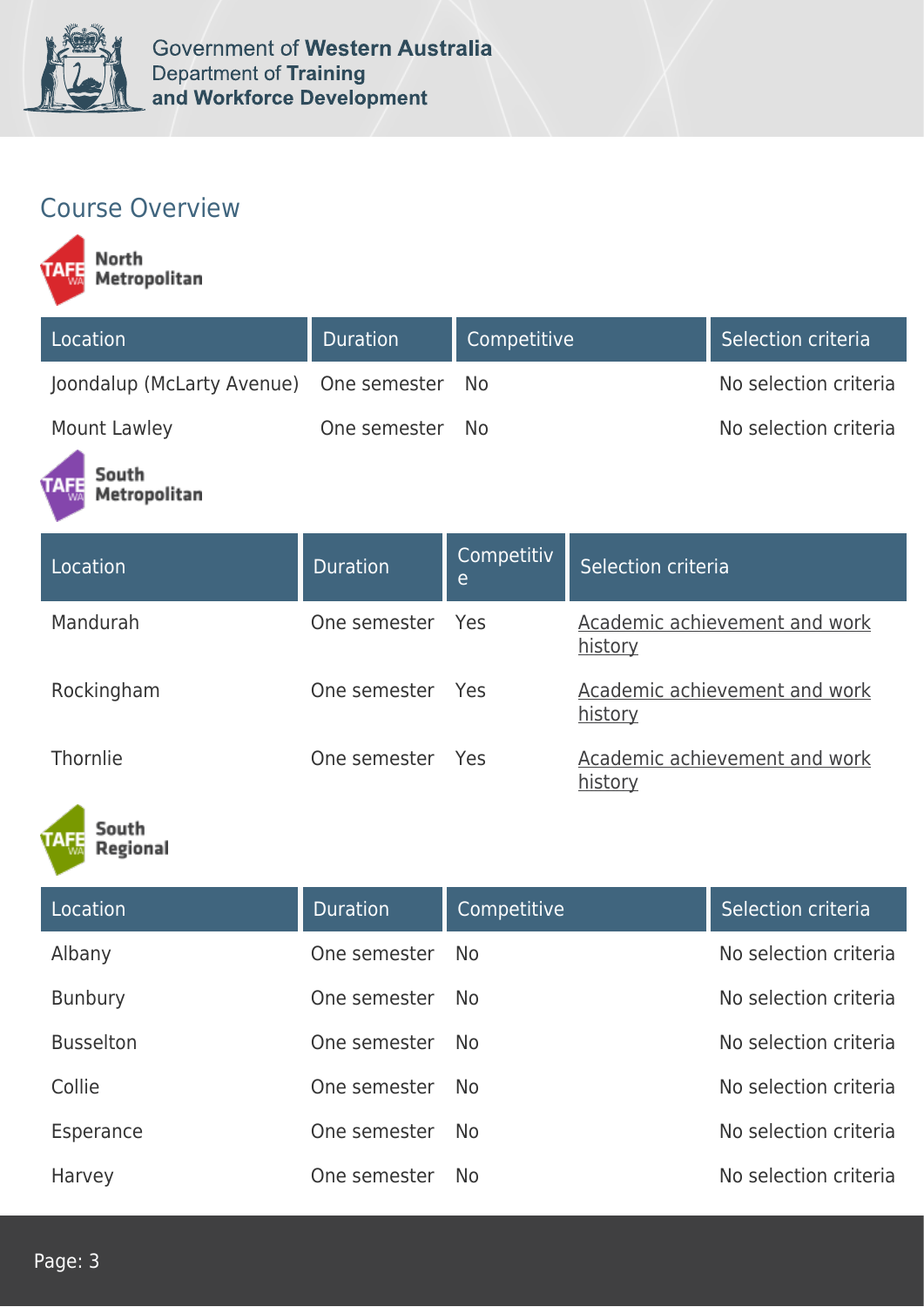## Course Overview

### North Metropolitan

| Location | Duration | Competitive | Selection criteria |
|---|---|---|---|
| Joondalup (McLarty Avenue) | One semester | No | No selection criteria |
| Mount Lawley | One semester | No | No selection criteria |

### South Metropolitan

| Location | Duration | Competitive | Selection criteria |
|---|---|---|---|
| Mandurah | One semester | Yes | Academic achievement and work history |
| Rockingham | One semester | Yes | Academic achievement and work history |
| Thornlie | One semester | Yes | Academic achievement and work history |

### South Regional

| Location | Duration | Competitive | Selection criteria |
|---|---|---|---|
| Albany | One semester | No | No selection criteria |
| Bunbury | One semester | No | No selection criteria |
| Busselton | One semester | No | No selection criteria |
| Collie | One semester | No | No selection criteria |
| Esperance | One semester | No | No selection criteria |
| Harvey | One semester | No | No selection criteria |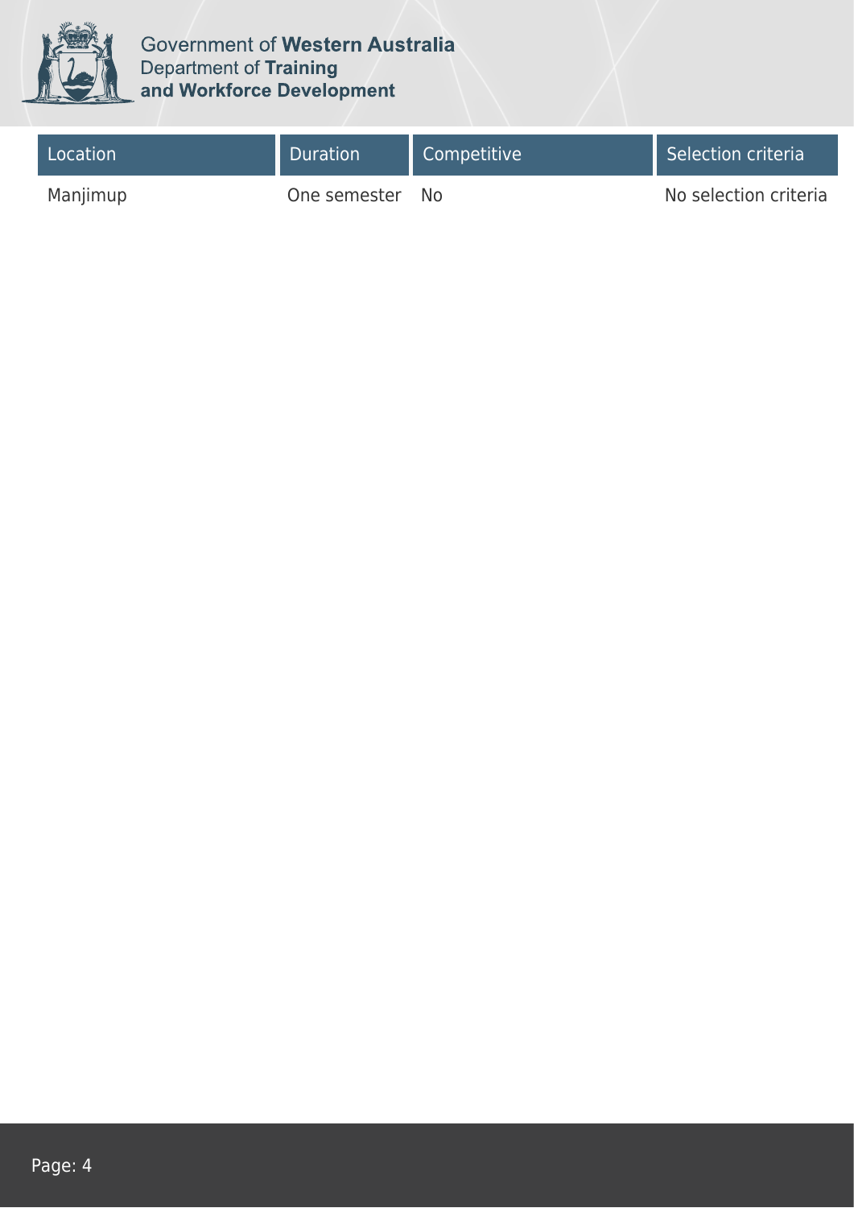| Location | Duration | Competitive | Selection criteria |
| --- | --- | --- | --- |
| Manjimup | One semester | No | No selection criteria |